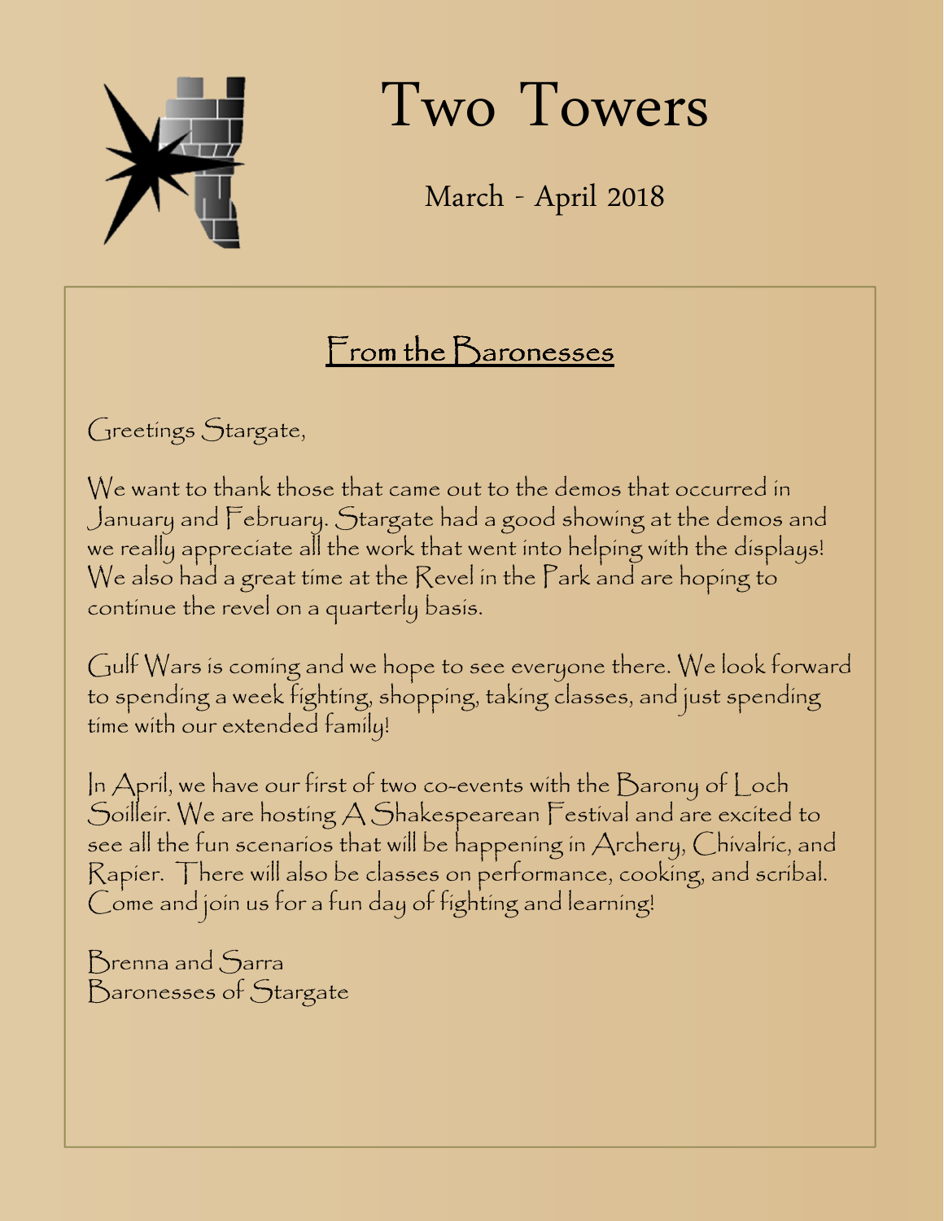# Two Towers

March - April 2018

## From the Baronesses

Greetings Stargate,

We want to thank those that came out to the demos that occurred in January and February. Stargate had a good showing at the demos and we really appreciate all the work that went into helping with the displays! We also had a great time at the Revel in the Park and are hoping to continue the revel on a quarterly basis.

Gulf Wars is coming and we hope to see everyone there. We look forward to spending a week fighting, shopping, taking classes, and just spending time with our extended family!

In April, we have our first of two co-events with the Barony of Loch Soilleir. We are hosting A Shakespearean Festival and are excited to see all the fun scenarios that will be happening in Archery, Chivalric, and Rapier. There will also be classes on performance, cooking, and scribal. Come and join us for a fun day of fighting and learning!

Brenna and Sarra
Baronesses of Stargate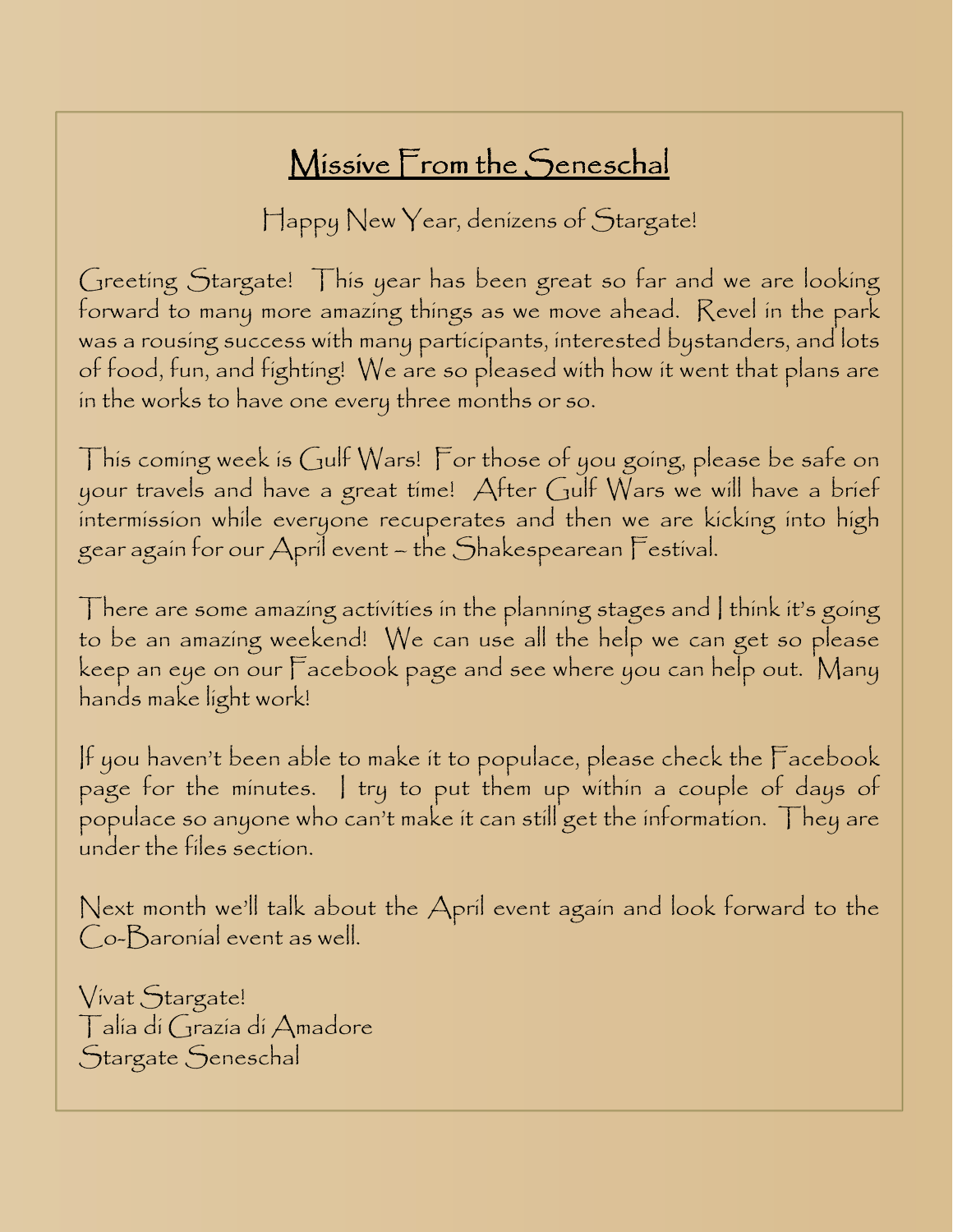# Missive From the Seneschal

Happy New Year, denizens of Stargate!

Greeting Stargate! This year has been great so far and we are looking forward to many more amazing things as we move ahead. Revel in the park was a rousing success with many participants, interested bystanders, and lots of food, fun, and fighting! We are so pleased with how it went that plans are in the works to have one every three months or so.

This coming week is Gulf Wars! For those of you going, please be safe on your travels and have a great time! After Gulf Wars we will have a brief intermission while everyone recuperates and then we are kicking into high gear again for our April event – the Shakespearean Festival.

There are some amazing activities in the planning stages and I think it's going to be an amazing weekend! We can use all the help we can get so please keep an eye on our Facebook page and see where you can help out. Many hands make light work!

If you haven't been able to make it to populace, please check the Facebook page for the minutes. I try to put them up within a couple of days of populace so anyone who can't make it can still get the information. They are under the files section.

Next month we'll talk about the April event again and look forward to the Co-Baronial event as well.

Vivat Stargate!
Talia di Grazia di Amadore
Stargate Seneschal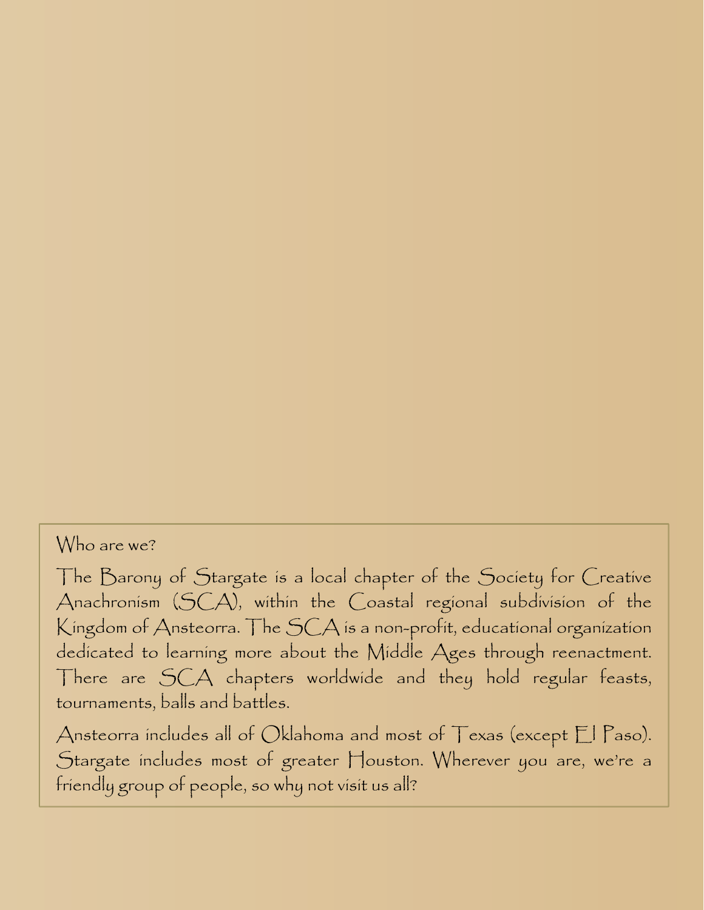## Who are we?

The Barony of Stargate is a local chapter of the Society for Creative Anachronism (SCA), within the Coastal regional subdivision of the Kingdom of Ansteorra. The SCA is a non-profit, educational organization dedicated to learning more about the Middle Ages through reenactment. There are SCA chapters worldwide and they hold regular feasts, tournaments, balls and battles.

Ansteorra includes all of Oklahoma and most of Texas (except El Paso). Stargate includes most of greater Houston. Wherever you are, we're a friendly group of people, so why not visit us all?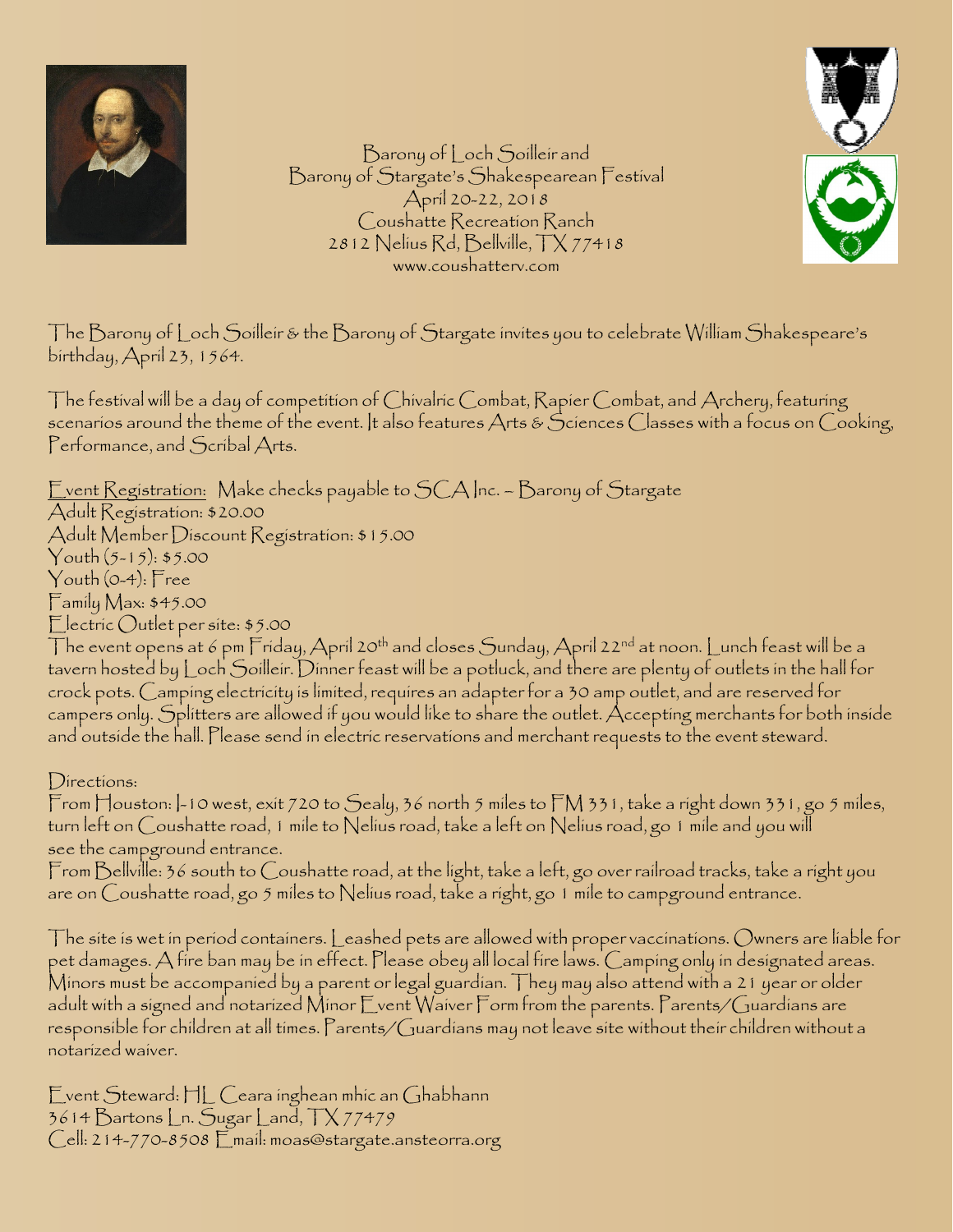# Barony of Loch Soilleir and Barony of Stargate's Shakespearean Festival

April 20-22, 2018
Coushatte Recreation Ranch
2812 Nelius Rd, Bellville, TX 77418
www.coushatterv.com

The Barony of Loch Soilleir & the Barony of Stargate invites you to celebrate William Shakespeare's birthday, April 23, 1564.

The festival will be a day of competition of Chivalric Combat, Rapier Combat, and Archery, featuring scenarios around the theme of the event. It also features Arts & Sciences Classes with a focus on Cooking, Performance, and Scribal Arts.

Event Registration: Make checks payable to SCA Inc. – Barony of Stargate
Adult Registration: $20.00
Adult Member Discount Registration: $15.00
Youth (5-15): $5.00
Youth (0-4): Free
Family Max: $45.00
Electric Outlet per site: $5.00

The event opens at 6 pm Friday, April 20th and closes Sunday, April 22nd at noon. Lunch feast will be a tavern hosted by Loch Soilleir. Dinner feast will be a potluck, and there are plenty of outlets in the hall for crock pots. Camping electricity is limited, requires an adapter for a 30 amp outlet, and are reserved for campers only. Splitters are allowed if you would like to share the outlet. Accepting merchants for both inside and outside the hall. Please send in electric reservations and merchant requests to the event steward.

Directions:
From Houston: I-10 west, exit 720 to Sealy, 36 north 5 miles to FM 331, take a right down 331, go 5 miles, turn left on Coushatte road, 1 mile to Nelius road, take a left on Nelius road, go 1 mile and you will see the campground entrance.
From Bellville: 36 south to Coushatte road, at the light, take a left, go over railroad tracks, take a right you are on Coushatte road, go 5 miles to Nelius road, take a right, go 1 mile to campground entrance.

The site is wet in period containers. Leashed pets are allowed with proper vaccinations. Owners are liable for pet damages. A fire ban may be in effect. Please obey all local fire laws. Camping only in designated areas. Minors must be accompanied by a parent or legal guardian. They may also attend with a 21 year or older adult with a signed and notarized Minor Event Waiver Form from the parents. Parents/Guardians are responsible for children at all times. Parents/Guardians may not leave site without their children without a notarized waiver.

Event Steward: HL Ceara inghean mhic an Ghabhann
3614 Bartons Ln. Sugar Land, TX 77479
Cell: 214-770-8508 Email: moas@stargate.ansteorra.org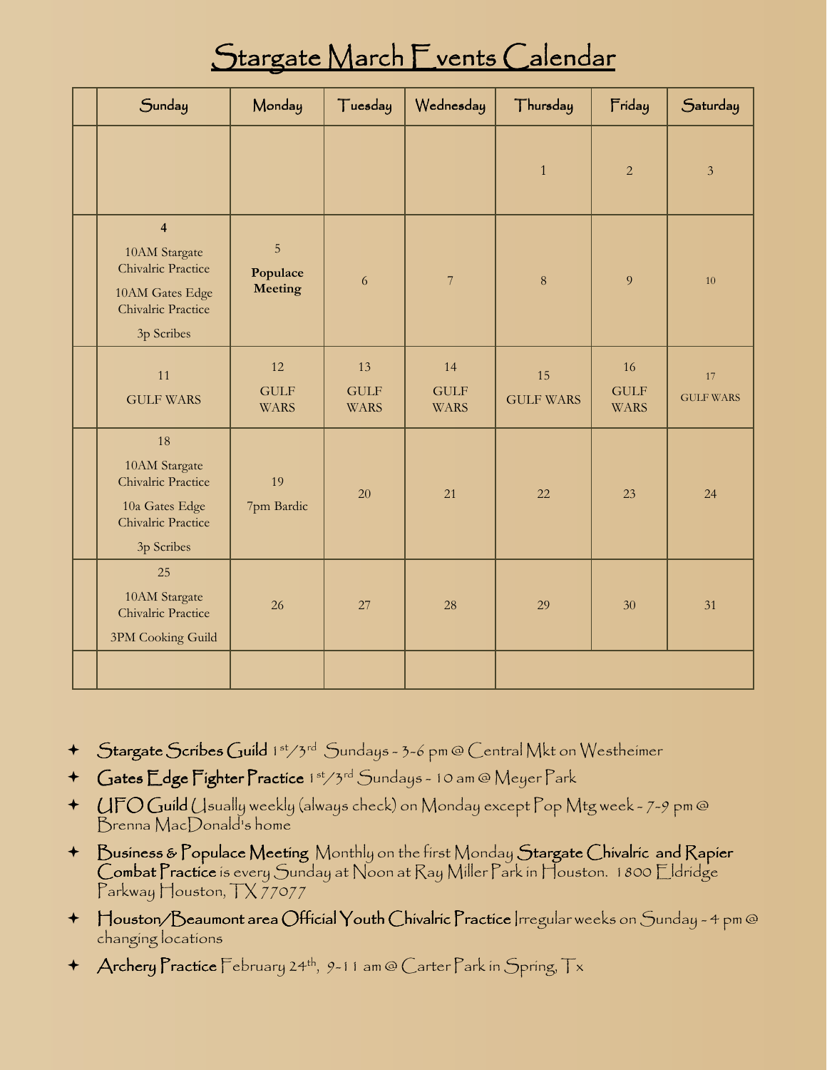# Stargate March Events Calendar

| | Sunday | Monday | Tuesday | Wednesday | Thursday | Friday | Saturday |
|---|---|---|---|---|---|---|---|
| | | | | | 1 | 2 | 3 |
| | **4** 10AM Stargate Chivalric Practice 10AM Gates Edge Chivalric Practice 3p Scribes | 5 **Populace Meeting** | 6 | 7 | 8 | 9 | 10 |
| | 11 GULF WARS | 12 GULF WARS | 13 GULF WARS | 14 GULF WARS | 15 GULF WARS | 16 GULF WARS | 17 GULF WARS |
| | 18 10AM Stargate Chivalric Practice 10a Gates Edge Chivalric Practice 3p Scribes | 19 7pm Bardic | 20 | 21 | 22 | 23 | 24 |
| | 25 10AM Stargate Chivalric Practice 3PM Cooking Guild | 26 | 27 | 28 | 29 | 30 | 31 |
| | | | | | | | |

- **Stargate Scribes Guild** 1st/3rd Sundays - 3-6 pm @ Central Mkt on Westheimer
- **Gates Edge Fighter Practice** 1st/3rd Sundays - 10 am @ Meyer Park
- **UFO Guild** Usually weekly (always check) on Monday except Pop Mtg week - 7-9 pm @ Brenna MacDonald's home
- **Business & Populace Meeting** Monthly on the first Monday **Stargate Chivalric and Rapier Combat Practice** is every Sunday at Noon at Ray Miller Park in Houston. 1800 Eldridge Parkway Houston, TX 77077
- **Houston/Beaumont area Official Youth Chivalric Practice** Irregular weeks on Sunday - 4 pm @ changing locations
- **Archery Practice** February 24th, 9-11 am @ Carter Park in Spring, Tx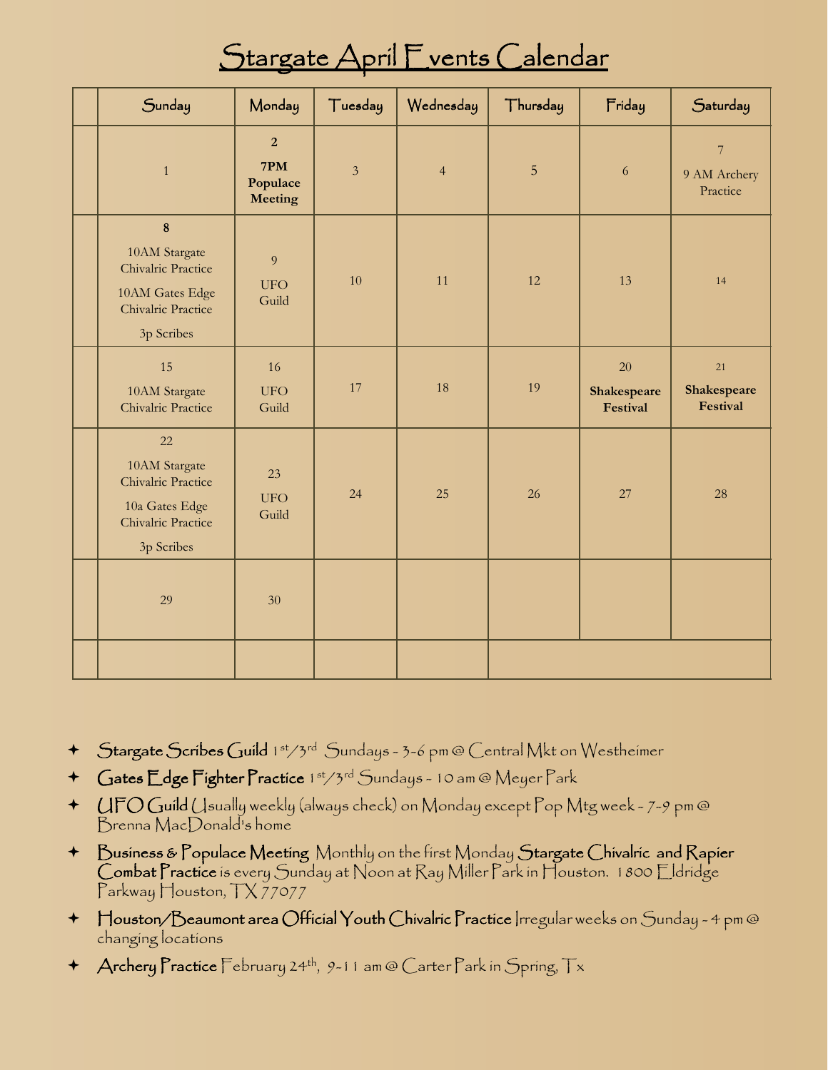# Stargate April Events Calendar

| | Sunday | Monday | Tuesday | Wednesday | Thursday | Friday | Saturday |
|---|---|---|---|---|---|---|---|
| | 1 | **2**<br>**7PM Populace Meeting** | 3 | 4 | 5 | 6 | 7<br>9 AM Archery Practice |
| | **8**<br>10AM Stargate Chivalric Practice<br>10AM Gates Edge Chivalric Practice<br>3p Scribes | 9<br>UFO Guild | 10 | 11 | 12 | 13 | 14 |
| | 15<br>10AM Stargate Chivalric Practice | 16<br>UFO Guild | 17 | 18 | 19 | 20<br>**Shakespeare Festival** | 21<br>**Shakespeare Festival** |
| | 22<br>10AM Stargate Chivalric Practice<br>10a Gates Edge Chivalric Practice<br>3p Scribes | 23<br>UFO Guild | 24 | 25 | 26 | 27 | 28 |
| | 29 | 30 | | | | | |
| | | | | | | | |

- **Stargate Scribes Guild** 1st/3rd Sundays - 3-6 pm @ Central Mkt on Westheimer
- **Gates Edge Fighter Practice** 1st/3rd Sundays - 10 am @ Meyer Park
- **UFO Guild** Usually weekly (always check) on Monday except Pop Mtg week - 7-9 pm @ Brenna MacDonald's home
- **Business & Populace Meeting** Monthly on the first Monday **Stargate Chivalric and Rapier Combat Practice** is every Sunday at Noon at Ray Miller Park in Houston. 1800 Eldridge Parkway Houston, TX 77077
- **Houston/Beaumont area Official Youth Chivalric Practice** Irregular weeks on Sunday - 4 pm @ changing locations
- **Archery Practice** February 24th, 9-11 am @ Carter Park in Spring, Tx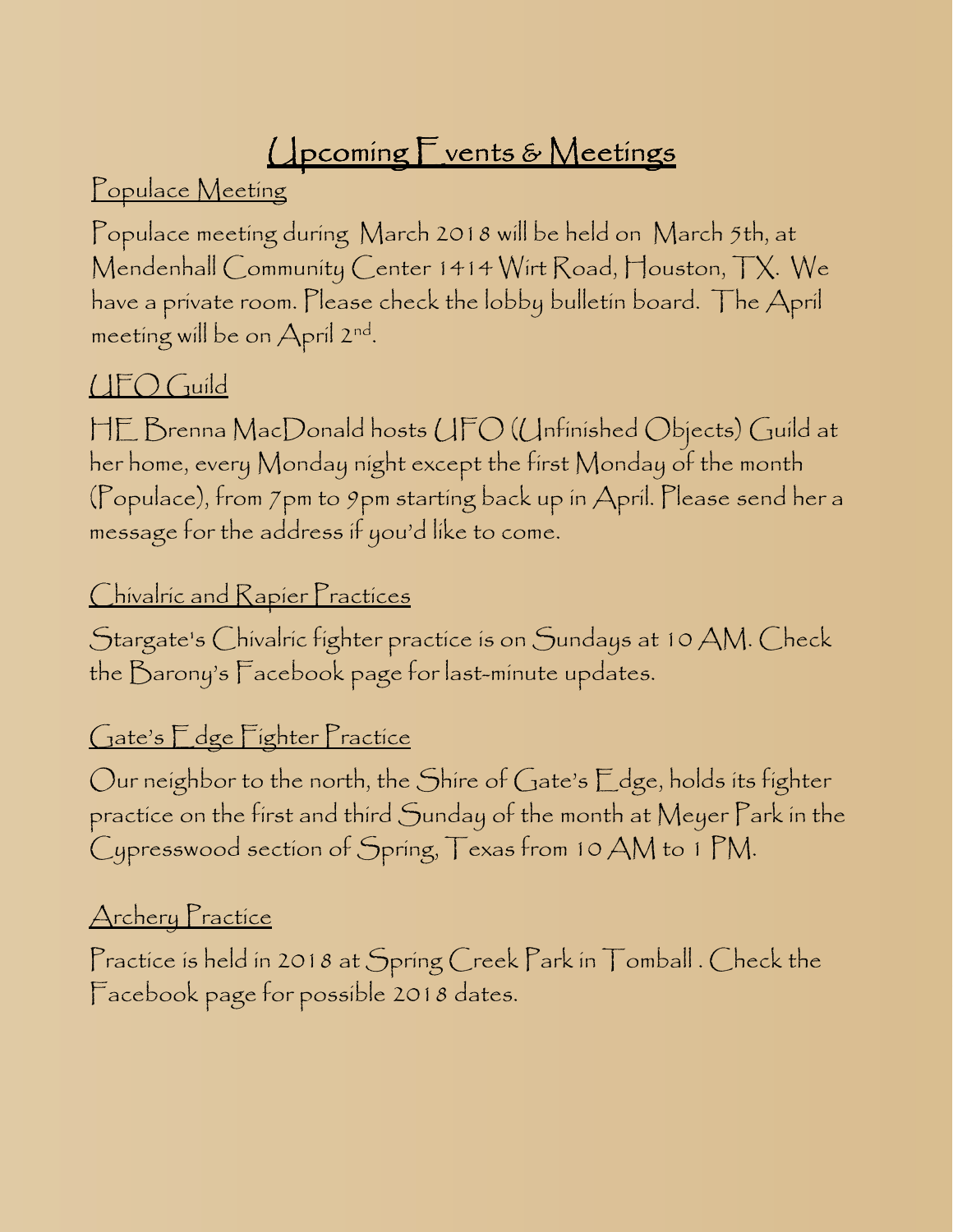# Upcoming Events & Meetings

## Populace Meeting

Populace meeting during March 2018 will be held on March 5th, at Mendenhall Community Center 1414 Wirt Road, Houston, TX. We have a private room. Please check the lobby bulletin board. The April meeting will be on April 2nd.

## UFO Guild

HE Brenna MacDonald hosts UFO (Unfinished Objects) Guild at her home, every Monday night except the first Monday of the month (Populace), from 7pm to 9pm starting back up in April. Please send her a message for the address if you'd like to come.

## Chivalric and Rapier Practices

Stargate's Chivalric fighter practice is on Sundays at 10 AM. Check the Barony's Facebook page for last-minute updates.

## Gate's Edge Fighter Practice

Our neighbor to the north, the Shire of Gate's Edge, holds its fighter practice on the first and third Sunday of the month at Meyer Park in the Cypresswood section of Spring, Texas from 10 AM to 1 PM.

## Archery Practice

Practice is held in 2018 at Spring Creek Park in Tomball . Check the Facebook page for possible 2018 dates.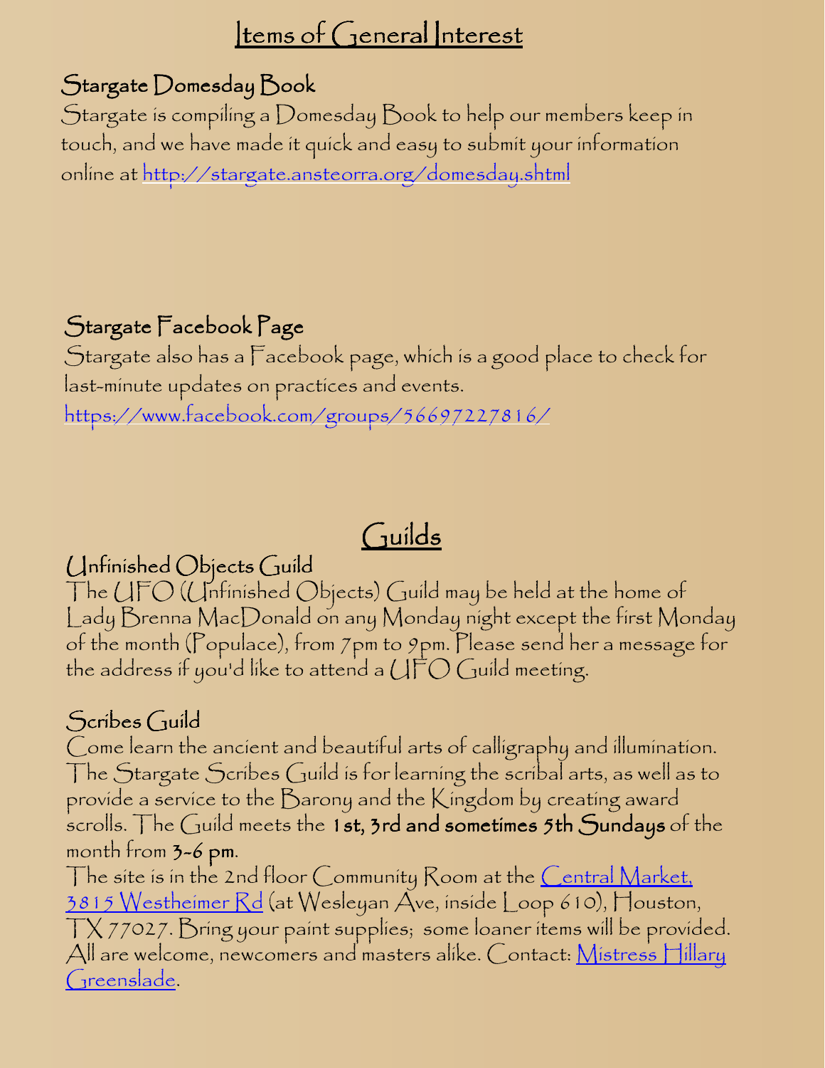# Items of General Interest

## Stargate Domesday Book

Stargate is compiling a Domesday Book to help our members keep in touch, and we have made it quick and easy to submit your information online at http://stargate.ansteorra.org/domesday.shtml

## Stargate Facebook Page

Stargate also has a Facebook page, which is a good place to check for last-minute updates on practices and events.

https://www.facebook.com/groups/56697227816/

# Guilds

## Unfinished Objects Guild

The UFO (Unfinished Objects) Guild may be held at the home of Lady Brenna MacDonald on any Monday night except the first Monday of the month (Populace), from 7pm to 9pm. Please send her a message for the address if you'd like to attend a UFO Guild meeting.

## Scribes Guild

Come learn the ancient and beautiful arts of calligraphy and illumination. The Stargate Scribes Guild is for learning the scribal arts, as well as to provide a service to the Barony and the Kingdom by creating award scrolls. The Guild meets the **1st, 3rd and sometimes 5th Sundays** of the month from **3-6 pm**.

The site is in the 2nd floor Community Room at the Central Market, 3815 Westheimer Rd (at Wesleyan Ave, inside Loop 610), Houston, TX 77027. Bring your paint supplies; some loaner items will be provided. All are welcome, newcomers and masters alike. Contact: Mistress Hillary Greenslade.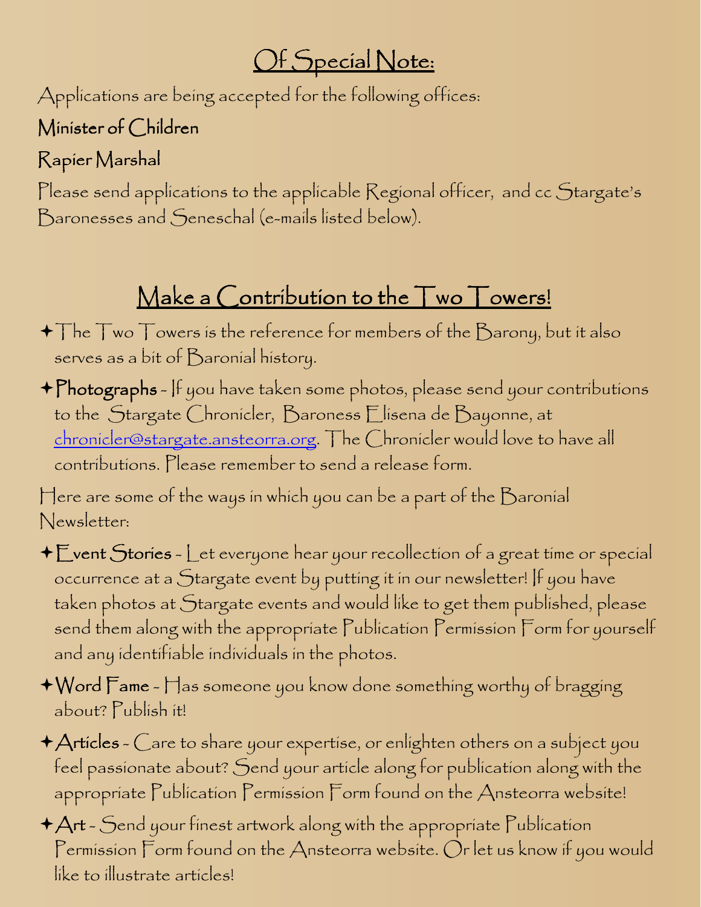## Of Special Note:

Applications are being accepted for the following offices:

Minister of Children

Rapier Marshal

Please send applications to the applicable Regional officer, and cc Stargate's Baronesses and Seneschal (e-mails listed below).

## Make a Contribution to the Two Towers!

- The Two Towers is the reference for members of the Barony, but it also serves as a bit of Baronial history.
- **Photographs** - If you have taken some photos, please send your contributions to the Stargate Chronicler, Baroness Elisena de Bayonne, at chronicler@stargate.ansteorra.org. The Chronicler would love to have all contributions. Please remember to send a release form.

Here are some of the ways in which you can be a part of the Baronial Newsletter:

- **Event Stories** - Let everyone hear your recollection of a great time or special occurrence at a Stargate event by putting it in our newsletter! If you have taken photos at Stargate events and would like to get them published, please send them along with the appropriate Publication Permission Form for yourself and any identifiable individuals in the photos.
- **Word Fame** - Has someone you know done something worthy of bragging about? Publish it!
- **Articles** - Care to share your expertise, or enlighten others on a subject you feel passionate about? Send your article along for publication along with the appropriate Publication Permission Form found on the Ansteorra website!
- **Art** - Send your finest artwork along with the appropriate Publication Permission Form found on the Ansteorra website. Or let us know if you would like to illustrate articles!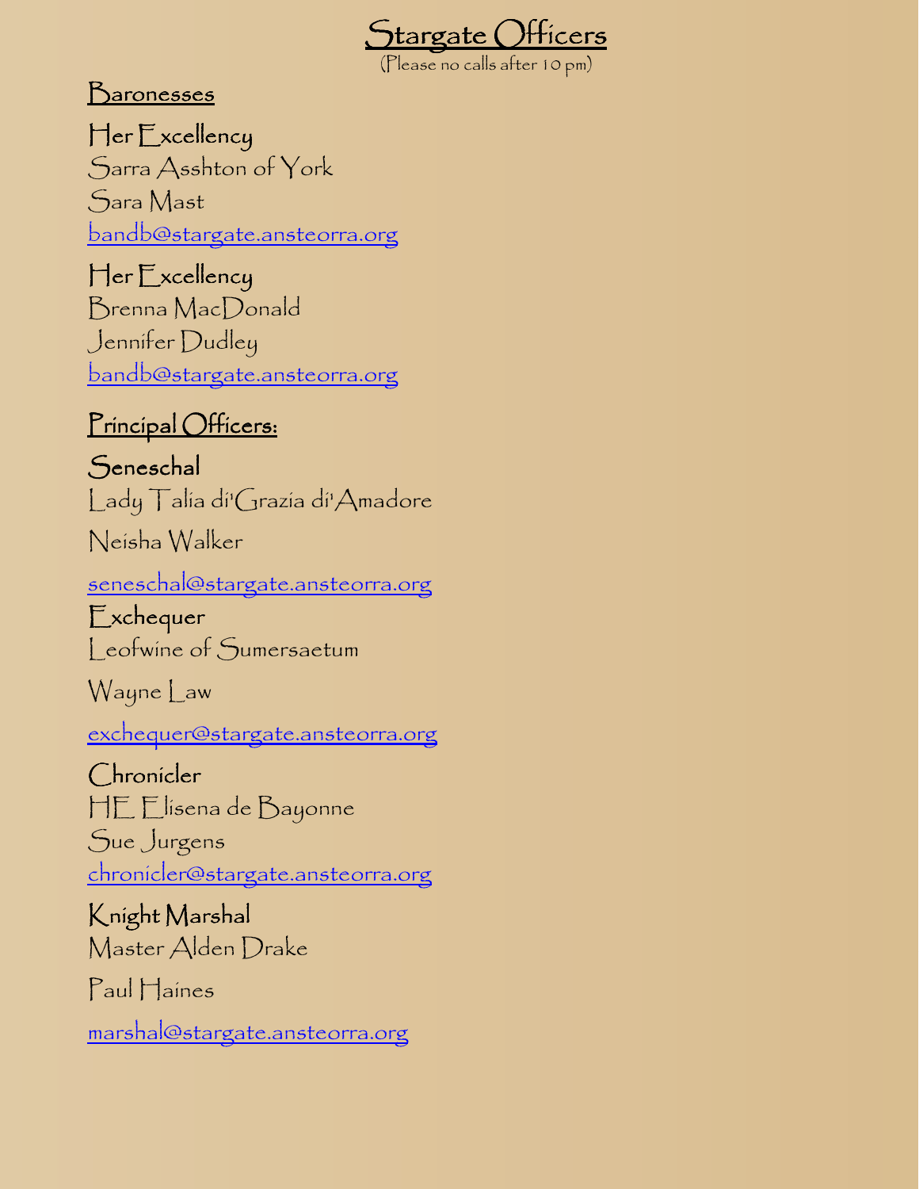# Stargate Officers

(Please no calls after 10 pm)

## Baronesses

**Her Excellency**
Sarra Asshton of York
Sara Mast
bandb@stargate.ansteorra.org

**Her Excellency**
Brenna MacDonald
Jennifer Dudley
bandb@stargate.ansteorra.org

## Principal Officers:

**Seneschal**
Lady Talia di'Grazia di'Amadore
Neisha Walker
seneschal@stargate.ansteorra.org

**Exchequer**
Leofwine of Sumersaetum
Wayne Law
exchequer@stargate.ansteorra.org

**Chronicler**
HE Elisena de Bayonne
Sue Jurgens
chronicler@stargate.ansteorra.org

**Knight Marshal**
Master Alden Drake
Paul Haines
marshal@stargate.ansteorra.org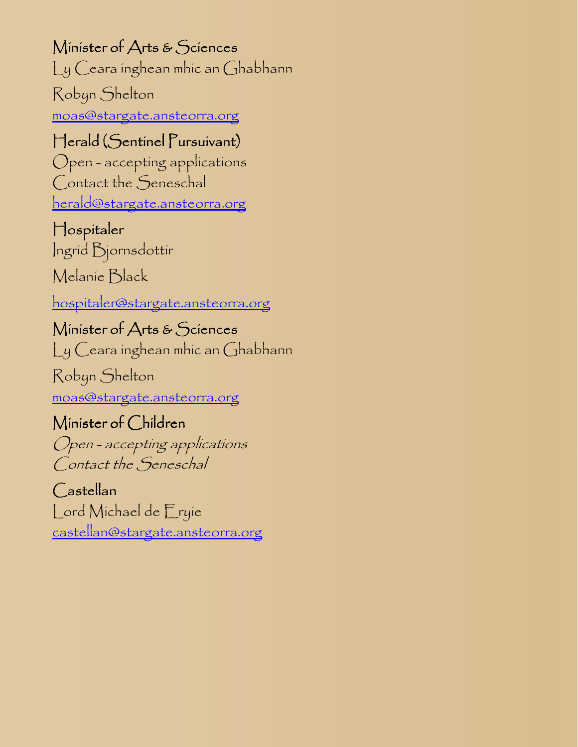### Minister of Arts & Sciences

Ly Ceara inghean mhic an Ghabhann

Robyn Shelton

moas@stargate.ansteorra.org

### Herald (Sentinel Pursuivant)

Open - accepting applications

Contact the Seneschal

herald@stargate.ansteorra.org

### Hospitaler

Ingrid Bjornsdottir

Melanie Black

hospitaler@stargate.ansteorra.org

### Minister of Arts & Sciences

Ly Ceara inghean mhic an Ghabhann

Robyn Shelton

moas@stargate.ansteorra.org

### Minister of Children

*Open - accepting applications*

*Contact the Seneschal*

### Castellan

Lord Michael de Eryie

castellan@stargate.ansteorra.org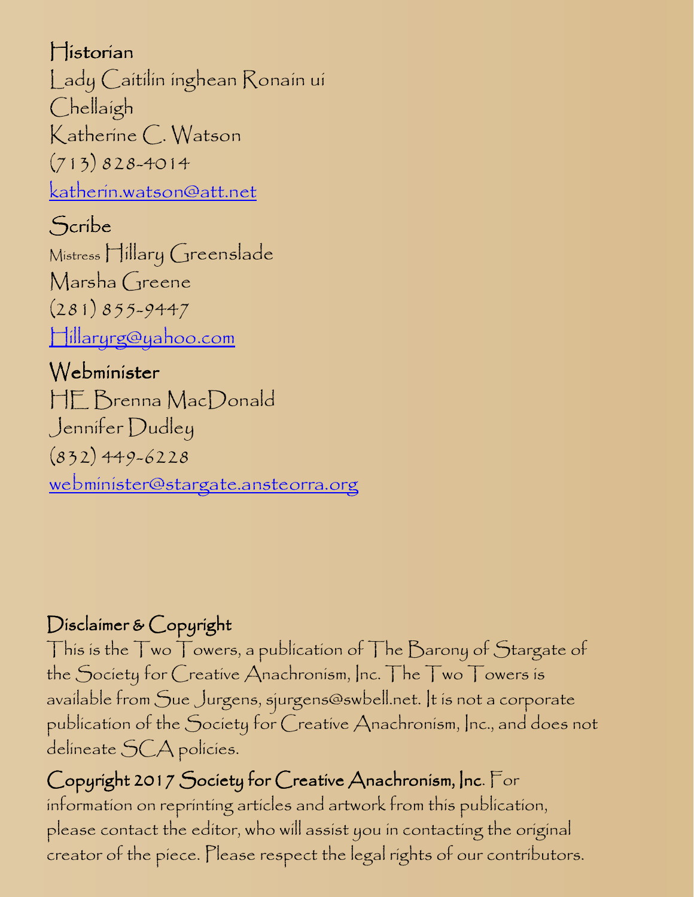### Historian

Lady Caitilin inghean Ronain ui Chellaigh
Katherine C. Watson
(713) 828-4014
katherin.watson@att.net

### Scribe

Mistress Hillary Greenslade
Marsha Greene
(281) 855-9447
Hillaryrg@yahoo.com

### Webminister

HE Brenna MacDonald
Jennifer Dudley
(832) 449-6228
webminister@stargate.ansteorra.org

### Disclaimer & Copyright

This is the Two Towers, a publication of The Barony of Stargate of the Society for Creative Anachronism, Inc. The Two Towers is available from Sue Jurgens, sjurgens@swbell.net. It is not a corporate publication of the Society for Creative Anachronism, Inc., and does not delineate SCA policies.

**Copyright 2017 Society for Creative Anachronism, Inc**. For information on reprinting articles and artwork from this publication, please contact the editor, who will assist you in contacting the original creator of the piece. Please respect the legal rights of our contributors.